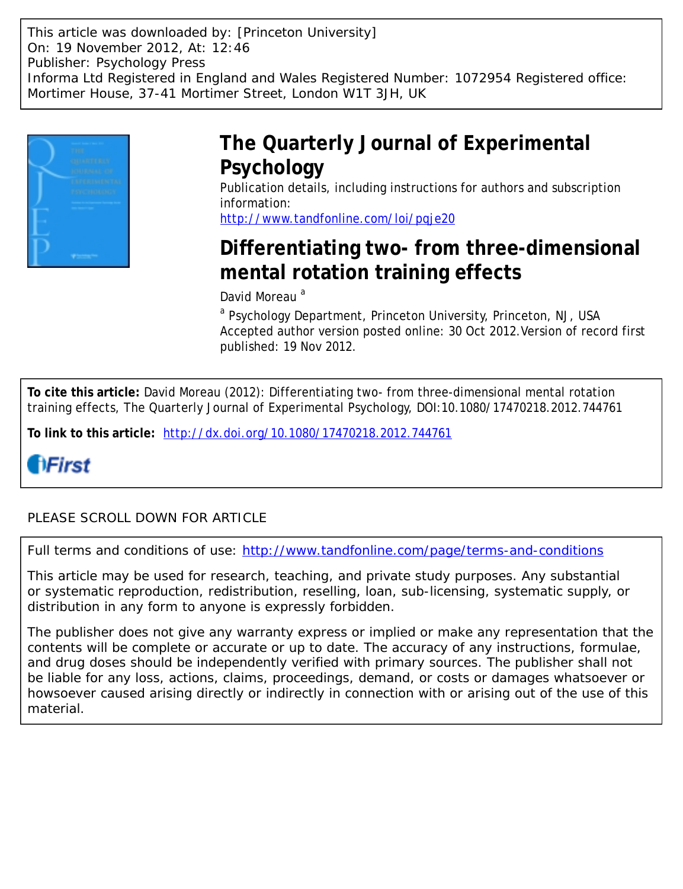This article was downloaded by: [Princeton University]
On: 19 November 2012, At: 12:46
Publisher: Psychology Press
Informa Ltd Registered in England and Wales Registered Number: 1072954 Registered office: Mortimer House, 37-41 Mortimer Street, London W1T 3JH, UK

# The Quarterly Journal of Experimental Psychology

Publication details, including instructions for authors and subscription information:
http://www.tandfonline.com/loi/pqje20

# Differentiating two- from three-dimensional mental rotation training effects

David Moreau [a]

[a] Psychology Department, Princeton University, Princeton, NJ, USA
Accepted author version posted online: 30 Oct 2012. Version of record first published: 19 Nov 2012.

**To cite this article:** David Moreau (2012): Differentiating two- from three-dimensional mental rotation training effects, The Quarterly Journal of Experimental Psychology, DOI:10.1080/17470218.2012.744761

**To link to this article:** http://dx.doi.org/10.1080/17470218.2012.744761

iFirst

PLEASE SCROLL DOWN FOR ARTICLE

Full terms and conditions of use: http://www.tandfonline.com/page/terms-and-conditions

This article may be used for research, teaching, and private study purposes. Any substantial or systematic reproduction, redistribution, reselling, loan, sub-licensing, systematic supply, or distribution in any form to anyone is expressly forbidden.

The publisher does not give any warranty express or implied or make any representation that the contents will be complete or accurate or up to date. The accuracy of any instructions, formulae, and drug doses should be independently verified with primary sources. The publisher shall not be liable for any loss, actions, claims, proceedings, demand, or costs or damages whatsoever or howsoever caused arising directly or indirectly in connection with or arising out of the use of this material.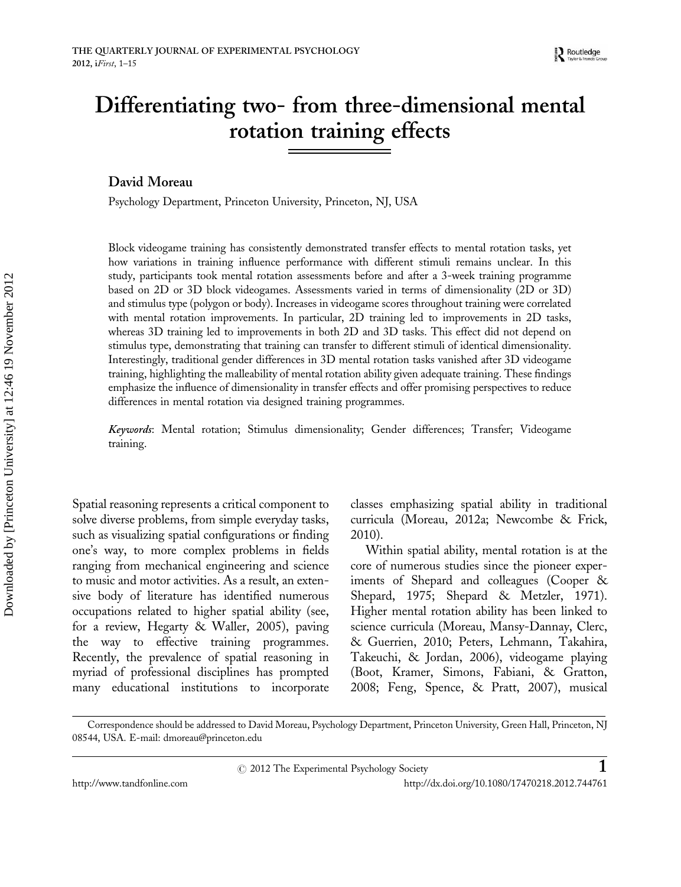# Differentiating two- from three-dimensional mental rotation training effects

**David Moreau**

Psychology Department, Princeton University, Princeton, NJ, USA

Block videogame training has consistently demonstrated transfer effects to mental rotation tasks, yet how variations in training influence performance with different stimuli remains unclear. In this study, participants took mental rotation assessments before and after a 3-week training programme based on 2D or 3D block videogames. Assessments varied in terms of dimensionality (2D or 3D) and stimulus type (polygon or body). Increases in videogame scores throughout training were correlated with mental rotation improvements. In particular, 2D training led to improvements in 2D tasks, whereas 3D training led to improvements in both 2D and 3D tasks. This effect did not depend on stimulus type, demonstrating that training can transfer to different stimuli of identical dimensionality. Interestingly, traditional gender differences in 3D mental rotation tasks vanished after 3D videogame training, highlighting the malleability of mental rotation ability given adequate training. These findings emphasize the influence of dimensionality in transfer effects and offer promising perspectives to reduce differences in mental rotation via designed training programmes.

*Keywords*: Mental rotation; Stimulus dimensionality; Gender differences; Transfer; Videogame training.

Spatial reasoning represents a critical component to solve diverse problems, from simple everyday tasks, such as visualizing spatial configurations or finding one's way, to more complex problems in fields ranging from mechanical engineering and science to music and motor activities. As a result, an extensive body of literature has identified numerous occupations related to higher spatial ability (see, for a review, Hegarty & Waller, 2005), paving the way to effective training programmes. Recently, the prevalence of spatial reasoning in myriad of professional disciplines has prompted many educational institutions to incorporate classes emphasizing spatial ability in traditional curricula (Moreau, 2012a; Newcombe & Frick, 2010).

Within spatial ability, mental rotation is at the core of numerous studies since the pioneer experiments of Shepard and colleagues (Cooper & Shepard, 1975; Shepard & Metzler, 1971). Higher mental rotation ability has been linked to science curricula (Moreau, Mansy-Dannay, Clerc, & Guerrien, 2010; Peters, Lehmann, Takahira, Takeuchi, & Jordan, 2006), videogame playing (Boot, Kramer, Simons, Fabiani, & Gratton, 2008; Feng, Spence, & Pratt, 2007), musical

Correspondence should be addressed to David Moreau, Psychology Department, Princeton University, Green Hall, Princeton, NJ 08544, USA. E-mail: dmoreau@princeton.edu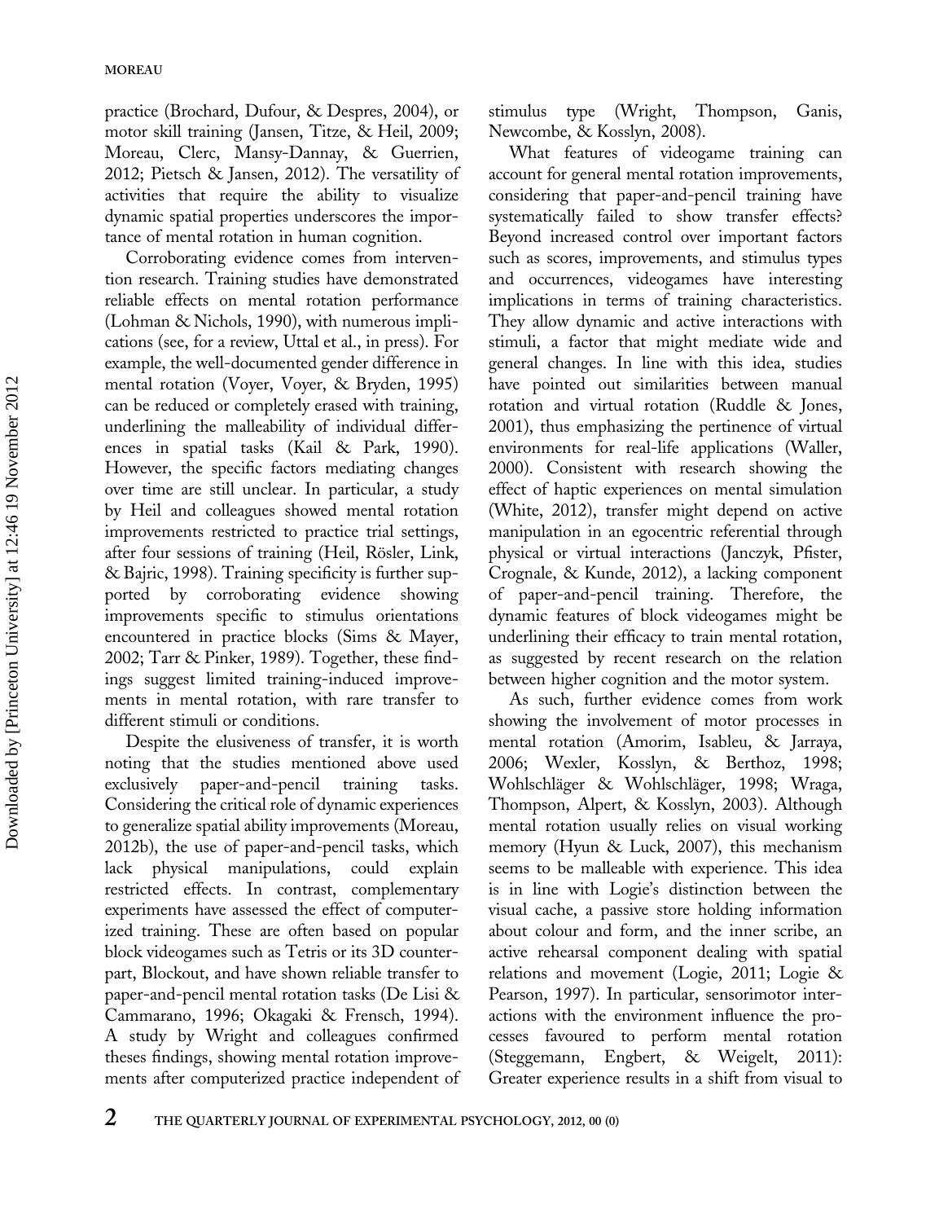practice (Brochard, Dufour, & Despres, 2004), or motor skill training (Jansen, Titze, & Heil, 2009; Moreau, Clerc, Mansy-Dannay, & Guerrien, 2012; Pietsch & Jansen, 2012). The versatility of activities that require the ability to visualize dynamic spatial properties underscores the importance of mental rotation in human cognition.

Corroborating evidence comes from intervention research. Training studies have demonstrated reliable effects on mental rotation performance (Lohman & Nichols, 1990), with numerous implications (see, for a review, Uttal et al., in press). For example, the well-documented gender difference in mental rotation (Voyer, Voyer, & Bryden, 1995) can be reduced or completely erased with training, underlining the malleability of individual differences in spatial tasks (Kail & Park, 1990). However, the specific factors mediating changes over time are still unclear. In particular, a study by Heil and colleagues showed mental rotation improvements restricted to practice trial settings, after four sessions of training (Heil, Rösler, Link, & Bajric, 1998). Training specificity is further supported by corroborating evidence showing improvements specific to stimulus orientations encountered in practice blocks (Sims & Mayer, 2002; Tarr & Pinker, 1989). Together, these findings suggest limited training-induced improvements in mental rotation, with rare transfer to different stimuli or conditions.

Despite the elusiveness of transfer, it is worth noting that the studies mentioned above used exclusively paper-and-pencil training tasks. Considering the critical role of dynamic experiences to generalize spatial ability improvements (Moreau, 2012b), the use of paper-and-pencil tasks, which lack physical manipulations, could explain restricted effects. In contrast, complementary experiments have assessed the effect of computerized training. These are often based on popular block videogames such as Tetris or its 3D counterpart, Blockout, and have shown reliable transfer to paper-and-pencil mental rotation tasks (De Lisi & Cammarano, 1996; Okagaki & Frensch, 1994). A study by Wright and colleagues confirmed theses findings, showing mental rotation improvements after computerized practice independent of stimulus type (Wright, Thompson, Ganis, Newcombe, & Kosslyn, 2008).

What features of videogame training can account for general mental rotation improvements, considering that paper-and-pencil training have systematically failed to show transfer effects? Beyond increased control over important factors such as scores, improvements, and stimulus types and occurrences, videogames have interesting implications in terms of training characteristics. They allow dynamic and active interactions with stimuli, a factor that might mediate wide and general changes. In line with this idea, studies have pointed out similarities between manual rotation and virtual rotation (Ruddle & Jones, 2001), thus emphasizing the pertinence of virtual environments for real-life applications (Waller, 2000). Consistent with research showing the effect of haptic experiences on mental simulation (White, 2012), transfer might depend on active manipulation in an egocentric referential through physical or virtual interactions (Janczyk, Pfister, Crognale, & Kunde, 2012), a lacking component of paper-and-pencil training. Therefore, the dynamic features of block videogames might be underlining their efficacy to train mental rotation, as suggested by recent research on the relation between higher cognition and the motor system.

As such, further evidence comes from work showing the involvement of motor processes in mental rotation (Amorim, Isableu, & Jarraya, 2006; Wexler, Kosslyn, & Berthoz, 1998; Wohlschläger & Wohlschläger, 1998; Wraga, Thompson, Alpert, & Kosslyn, 2003). Although mental rotation usually relies on visual working memory (Hyun & Luck, 2007), this mechanism seems to be malleable with experience. This idea is in line with Logie's distinction between the visual cache, a passive store holding information about colour and form, and the inner scribe, an active rehearsal component dealing with spatial relations and movement (Logie, 2011; Logie & Pearson, 1997). In particular, sensorimotor interactions with the environment influence the processes favoured to perform mental rotation (Steggemann, Engbert, & Weigelt, 2011): Greater experience results in a shift from visual to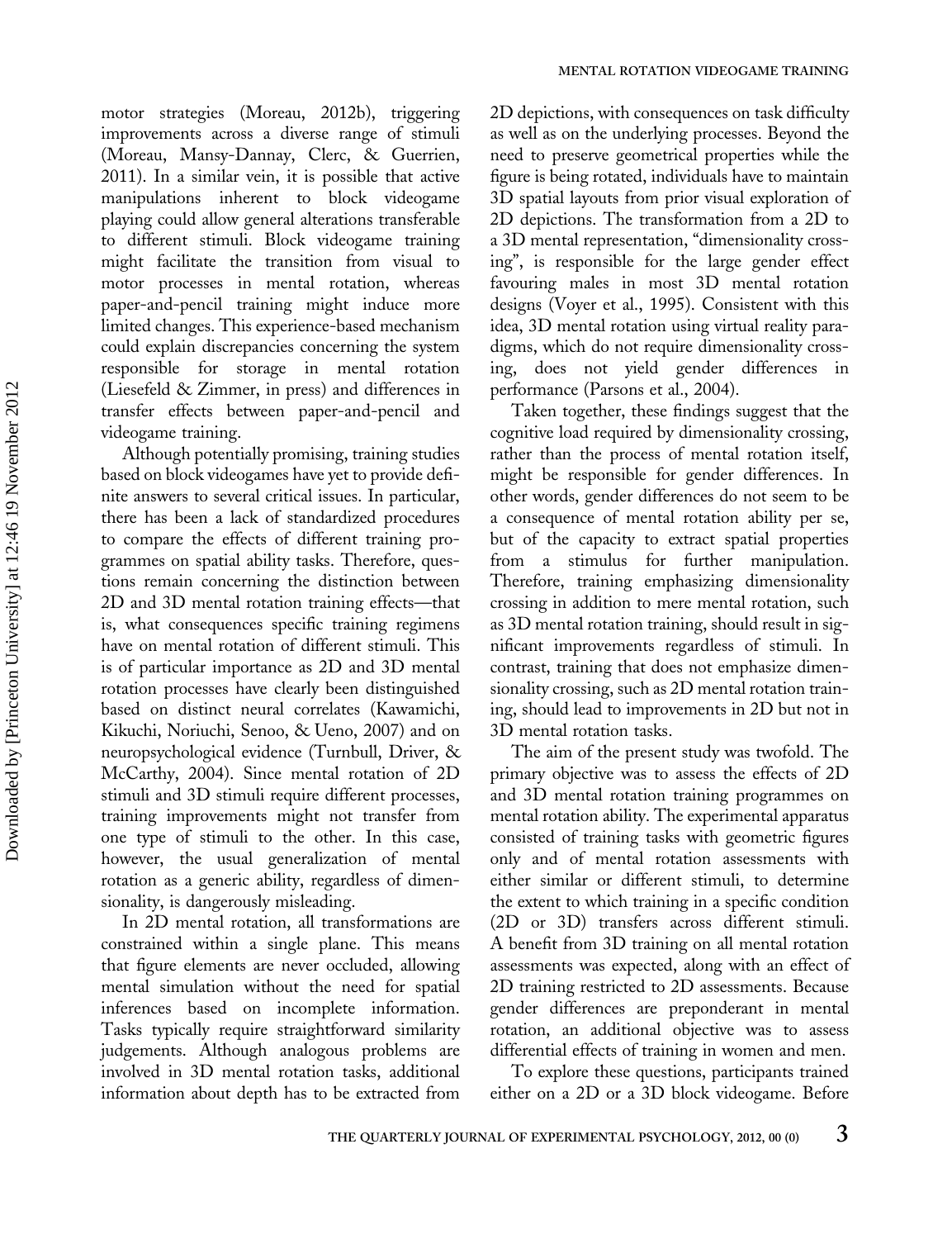motor strategies (Moreau, 2012b), triggering improvements across a diverse range of stimuli (Moreau, Mansy-Dannay, Clerc, & Guerrien, 2011). In a similar vein, it is possible that active manipulations inherent to block videogame playing could allow general alterations transferable to different stimuli. Block videogame training might facilitate the transition from visual to motor processes in mental rotation, whereas paper-and-pencil training might induce more limited changes. This experience-based mechanism could explain discrepancies concerning the system responsible for storage in mental rotation (Liesefeld & Zimmer, in press) and differences in transfer effects between paper-and-pencil and videogame training.

Although potentially promising, training studies based on block videogames have yet to provide definite answers to several critical issues. In particular, there has been a lack of standardized procedures to compare the effects of different training programmes on spatial ability tasks. Therefore, questions remain concerning the distinction between 2D and 3D mental rotation training effects—that is, what consequences specific training regimens have on mental rotation of different stimuli. This is of particular importance as 2D and 3D mental rotation processes have clearly been distinguished based on distinct neural correlates (Kawamichi, Kikuchi, Noriuchi, Senoo, & Ueno, 2007) and on neuropsychological evidence (Turnbull, Driver, & McCarthy, 2004). Since mental rotation of 2D stimuli and 3D stimuli require different processes, training improvements might not transfer from one type of stimuli to the other. In this case, however, the usual generalization of mental rotation as a generic ability, regardless of dimensionality, is dangerously misleading.

In 2D mental rotation, all transformations are constrained within a single plane. This means that figure elements are never occluded, allowing mental simulation without the need for spatial inferences based on incomplete information. Tasks typically require straightforward similarity judgements. Although analogous problems are involved in 3D mental rotation tasks, additional information about depth has to be extracted from 2D depictions, with consequences on task difficulty as well as on the underlying processes. Beyond the need to preserve geometrical properties while the figure is being rotated, individuals have to maintain 3D spatial layouts from prior visual exploration of 2D depictions. The transformation from a 2D to a 3D mental representation, "dimensionality crossing", is responsible for the large gender effect favouring males in most 3D mental rotation designs (Voyer et al., 1995). Consistent with this idea, 3D mental rotation using virtual reality paradigms, which do not require dimensionality crossing, does not yield gender differences in performance (Parsons et al., 2004).

Taken together, these findings suggest that the cognitive load required by dimensionality crossing, rather than the process of mental rotation itself, might be responsible for gender differences. In other words, gender differences do not seem to be a consequence of mental rotation ability per se, but of the capacity to extract spatial properties from a stimulus for further manipulation. Therefore, training emphasizing dimensionality crossing in addition to mere mental rotation, such as 3D mental rotation training, should result in significant improvements regardless of stimuli. In contrast, training that does not emphasize dimensionality crossing, such as 2D mental rotation training, should lead to improvements in 2D but not in 3D mental rotation tasks.

The aim of the present study was twofold. The primary objective was to assess the effects of 2D and 3D mental rotation training programmes on mental rotation ability. The experimental apparatus consisted of training tasks with geometric figures only and of mental rotation assessments with either similar or different stimuli, to determine the extent to which training in a specific condition (2D or 3D) transfers across different stimuli. A benefit from 3D training on all mental rotation assessments was expected, along with an effect of 2D training restricted to 2D assessments. Because gender differences are preponderant in mental rotation, an additional objective was to assess differential effects of training in women and men.

To explore these questions, participants trained either on a 2D or a 3D block videogame. Before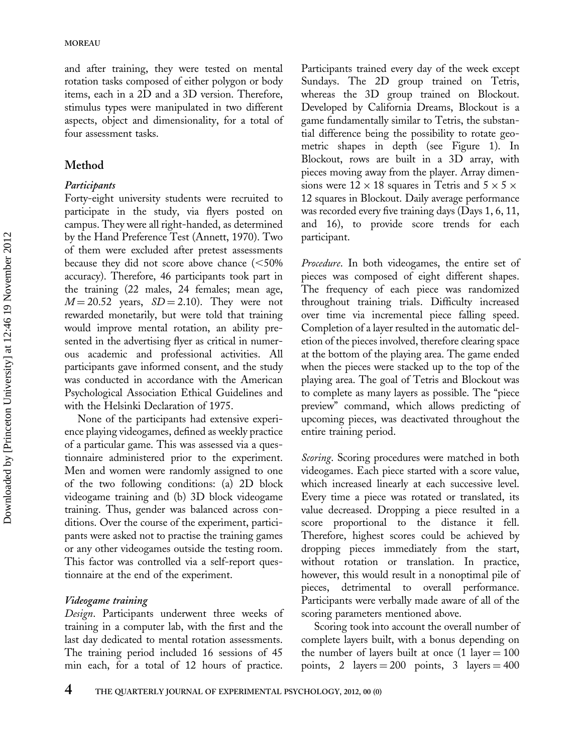and after training, they were tested on mental rotation tasks composed of either polygon or body items, each in a 2D and a 3D version. Therefore, stimulus types were manipulated in two different aspects, object and dimensionality, for a total of four assessment tasks.

## Method

### *Participants*

Forty-eight university students were recruited to participate in the study, via flyers posted on campus. They were all right-handed, as determined by the Hand Preference Test (Annett, 1970). Two of them were excluded after pretest assessments because they did not score above chance (<50% accuracy). Therefore, 46 participants took part in the training (22 males, 24 females; mean age, $M = 20.52$ years, $SD = 2.10$). They were not rewarded monetarily, but were told that training would improve mental rotation, an ability presented in the advertising flyer as critical in numerous academic and professional activities. All participants gave informed consent, and the study was conducted in accordance with the American Psychological Association Ethical Guidelines and with the Helsinki Declaration of 1975.

None of the participants had extensive experience playing videogames, defined as weekly practice of a particular game. This was assessed via a questionnaire administered prior to the experiment. Men and women were randomly assigned to one of the two following conditions: (a) 2D block videogame training and (b) 3D block videogame training. Thus, gender was balanced across conditions. Over the course of the experiment, participants were asked not to practise the training games or any other videogames outside the testing room. This factor was controlled via a self-report questionnaire at the end of the experiment.

### *Videogame training*

*Design*. Participants underwent three weeks of training in a computer lab, with the first and the last day dedicated to mental rotation assessments. The training period included 16 sessions of 45 min each, for a total of 12 hours of practice. Participants trained every day of the week except Sundays. The 2D group trained on Tetris, whereas the 3D group trained on Blockout. Developed by California Dreams, Blockout is a game fundamentally similar to Tetris, the substantial difference being the possibility to rotate geometric shapes in depth (see Figure 1). In Blockout, rows are built in a 3D array, with pieces moving away from the player. Array dimensions were $12 \times 18$ squares in Tetris and $5 \times 5 \times 12$ squares in Blockout. Daily average performance was recorded every five training days (Days 1, 6, 11, and 16), to provide score trends for each participant.

*Procedure*. In both videogames, the entire set of pieces was composed of eight different shapes. The frequency of each piece was randomized throughout training trials. Difficulty increased over time via incremental piece falling speed. Completion of a layer resulted in the automatic deletion of the pieces involved, therefore clearing space at the bottom of the playing area. The game ended when the pieces were stacked up to the top of the playing area. The goal of Tetris and Blockout was to complete as many layers as possible. The "piece preview" command, which allows predicting of upcoming pieces, was deactivated throughout the entire training period.

*Scoring*. Scoring procedures were matched in both videogames. Each piece started with a score value, which increased linearly at each successive level. Every time a piece was rotated or translated, its value decreased. Dropping a piece resulted in a score proportional to the distance it fell. Therefore, highest scores could be achieved by dropping pieces immediately from the start, without rotation or translation. In practice, however, this would result in a nonoptimal pile of pieces, detrimental to overall performance. Participants were verbally made aware of all of the scoring parameters mentioned above.

Scoring took into account the overall number of complete layers built, with a bonus depending on the number of layers built at once (1 layer = 100 points, 2 layers = 200 points, 3 layers = 400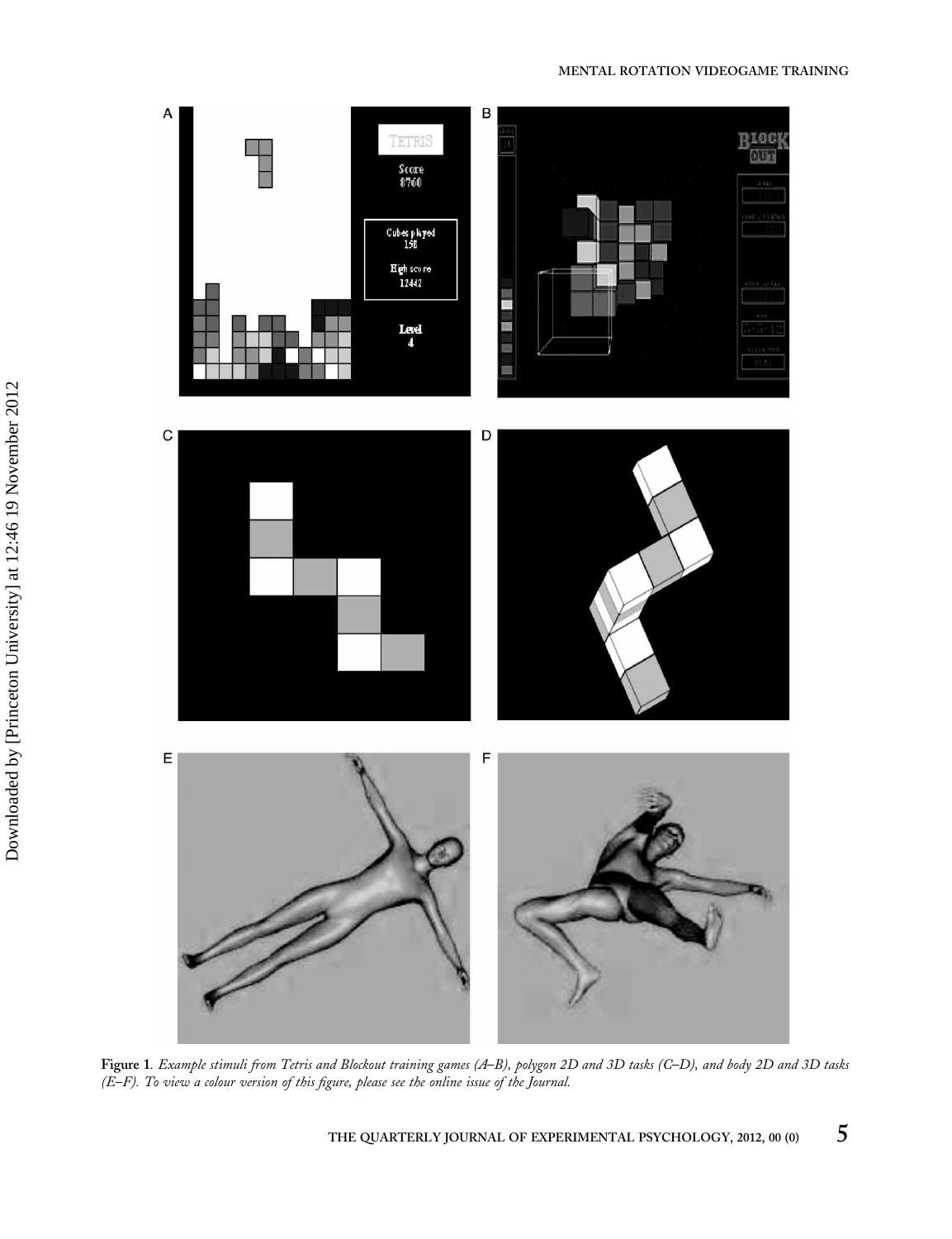**Figure 1**. *Example stimuli from Tetris and Blockout training games (A–B), polygon 2D and 3D tasks (C–D), and body 2D and 3D tasks (E–F). To view a colour version of this figure, please see the online issue of the Journal.*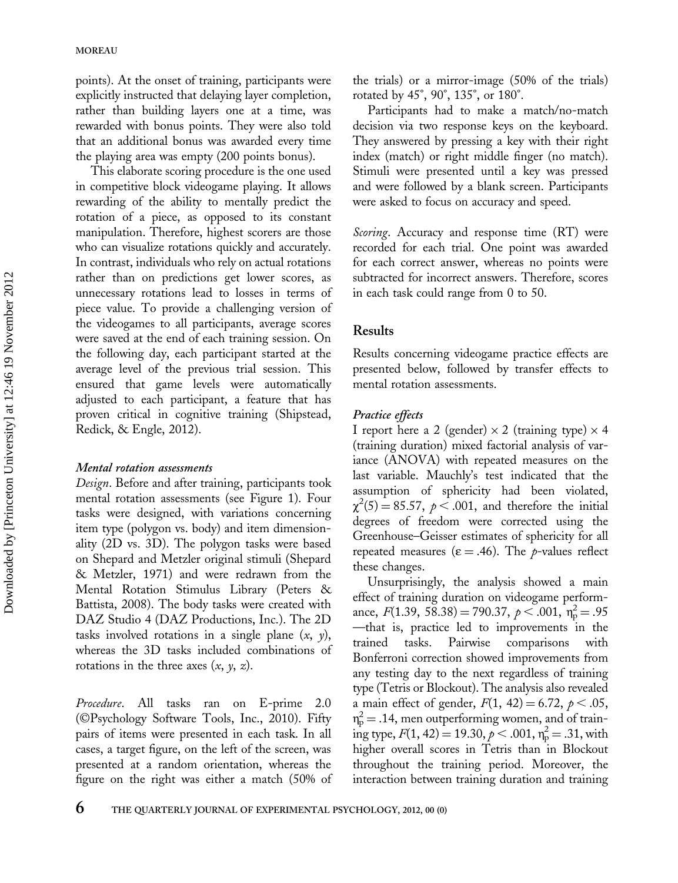points). At the onset of training, participants were explicitly instructed that delaying layer completion, rather than building layers one at a time, was rewarded with bonus points. They were also told that an additional bonus was awarded every time the playing area was empty (200 points bonus).

This elaborate scoring procedure is the one used in competitive block videogame playing. It allows rewarding of the ability to mentally predict the rotation of a piece, as opposed to its constant manipulation. Therefore, highest scorers are those who can visualize rotations quickly and accurately. In contrast, individuals who rely on actual rotations rather than on predictions get lower scores, as unnecessary rotations lead to losses in terms of piece value. To provide a challenging version of the videogames to all participants, average scores were saved at the end of each training session. On the following day, each participant started at the average level of the previous trial session. This ensured that game levels were automatically adjusted to each participant, a feature that has proven critical in cognitive training (Shipstead, Redick, & Engle, 2012).

#### *Mental rotation assessments*

*Design*. Before and after training, participants took mental rotation assessments (see Figure 1). Four tasks were designed, with variations concerning item type (polygon vs. body) and item dimensionality (2D vs. 3D). The polygon tasks were based on Shepard and Metzler original stimuli (Shepard & Metzler, 1971) and were redrawn from the Mental Rotation Stimulus Library (Peters & Battista, 2008). The body tasks were created with DAZ Studio 4 (DAZ Productions, Inc.). The 2D tasks involved rotations in a single plane ($x$, $y$), whereas the 3D tasks included combinations of rotations in the three axes ($x$, $y$, $z$).

*Procedure*. All tasks ran on E-prime 2.0 (©Psychology Software Tools, Inc., 2010). Fifty pairs of items were presented in each task. In all cases, a target figure, on the left of the screen, was presented at a random orientation, whereas the figure on the right was either a match (50% of the trials) or a mirror-image (50% of the trials) rotated by 45°, 90°, 135°, or 180°.

Participants had to make a match/no-match decision via two response keys on the keyboard. They answered by pressing a key with their right index (match) or right middle finger (no match). Stimuli were presented until a key was pressed and were followed by a blank screen. Participants were asked to focus on accuracy and speed.

*Scoring*. Accuracy and response time (RT) were recorded for each trial. One point was awarded for each correct answer, whereas no points were subtracted for incorrect answers. Therefore, scores in each task could range from 0 to 50.

## Results

Results concerning videogame practice effects are presented below, followed by transfer effects to mental rotation assessments.

#### *Practice effects*

I report here a 2 (gender) × 2 (training type) × 4 (training duration) mixed factorial analysis of variance (ANOVA) with repeated measures on the last variable. Mauchly's test indicated that the assumption of sphericity had been violated, $\chi^2(5) = 85.57$, $p < .001$, and therefore the initial degrees of freedom were corrected using the Greenhouse–Geisser estimates of sphericity for all repeated measures ($\varepsilon = .46$). The $p$-values reflect these changes.

Unsurprisingly, the analysis showed a main effect of training duration on videogame performance, $F(1.39,\ 58.38) = 790.37$, $p < .001$, $\eta_p^2 = .95$—that is, practice led to improvements in the trained tasks. Pairwise comparisons with Bonferroni correction showed improvements from any testing day to the next regardless of training type (Tetris or Blockout). The analysis also revealed a main effect of gender, $F(1,\ 42) = 6.72$, $p < .05$, $\eta_p^2 = .14$, men outperforming women, and of training type, $F(1,\ 42) = 19.30$, $p < .001$, $\eta_p^2 = .31$, with higher overall scores in Tetris than in Blockout throughout the training period. Moreover, the interaction between training duration and training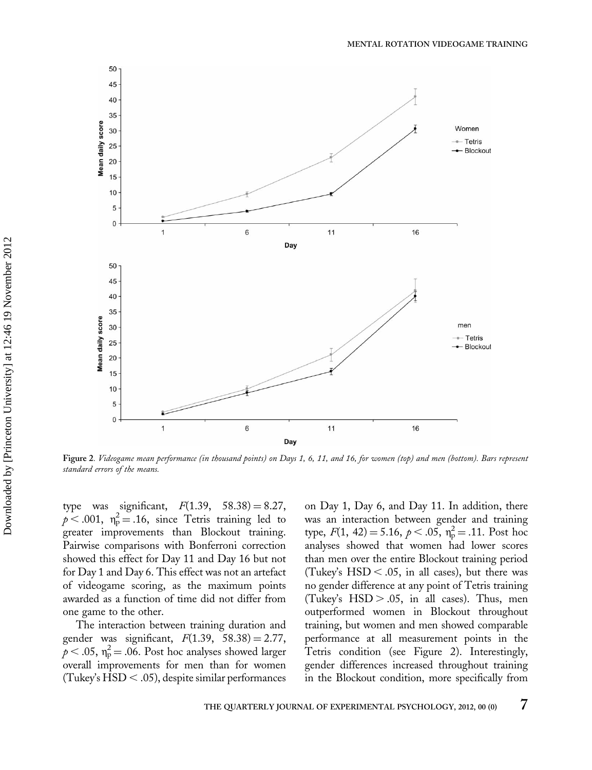Figure 2. *Videogame mean performance (in thousand points) on Days 1, 6, 11, and 16, for women (top) and men (bottom). Bars represent standard errors of the means.*

type was significant, $F(1.39,\ 58.38) = 8.27$, $p < .001$, $\eta_p^2 = .16$, since Tetris training led to greater improvements than Blockout training. Pairwise comparisons with Bonferroni correction showed this effect for Day 11 and Day 16 but not for Day 1 and Day 6. This effect was not an artefact of videogame scoring, as the maximum points awarded as a function of time did not differ from one game to the other.

The interaction between training duration and gender was significant, $F(1.39,\ 58.38) = 2.77$, $p < .05$, $\eta_p^2 = .06$. Post hoc analyses showed larger overall improvements for men than for women (Tukey's HSD $< .05$), despite similar performances on Day 1, Day 6, and Day 11. In addition, there was an interaction between gender and training type, $F(1,\ 42) = 5.16$, $p < .05$, $\eta_p^2 = .11$. Post hoc analyses showed that women had lower scores than men over the entire Blockout training period (Tukey's HSD $< .05$, in all cases), but there was no gender difference at any point of Tetris training (Tukey's HSD $> .05$, in all cases). Thus, men outperformed women in Blockout throughout training, but women and men showed comparable performance at all measurement points in the Tetris condition (see Figure 2). Interestingly, gender differences increased throughout training in the Blockout condition, more specifically from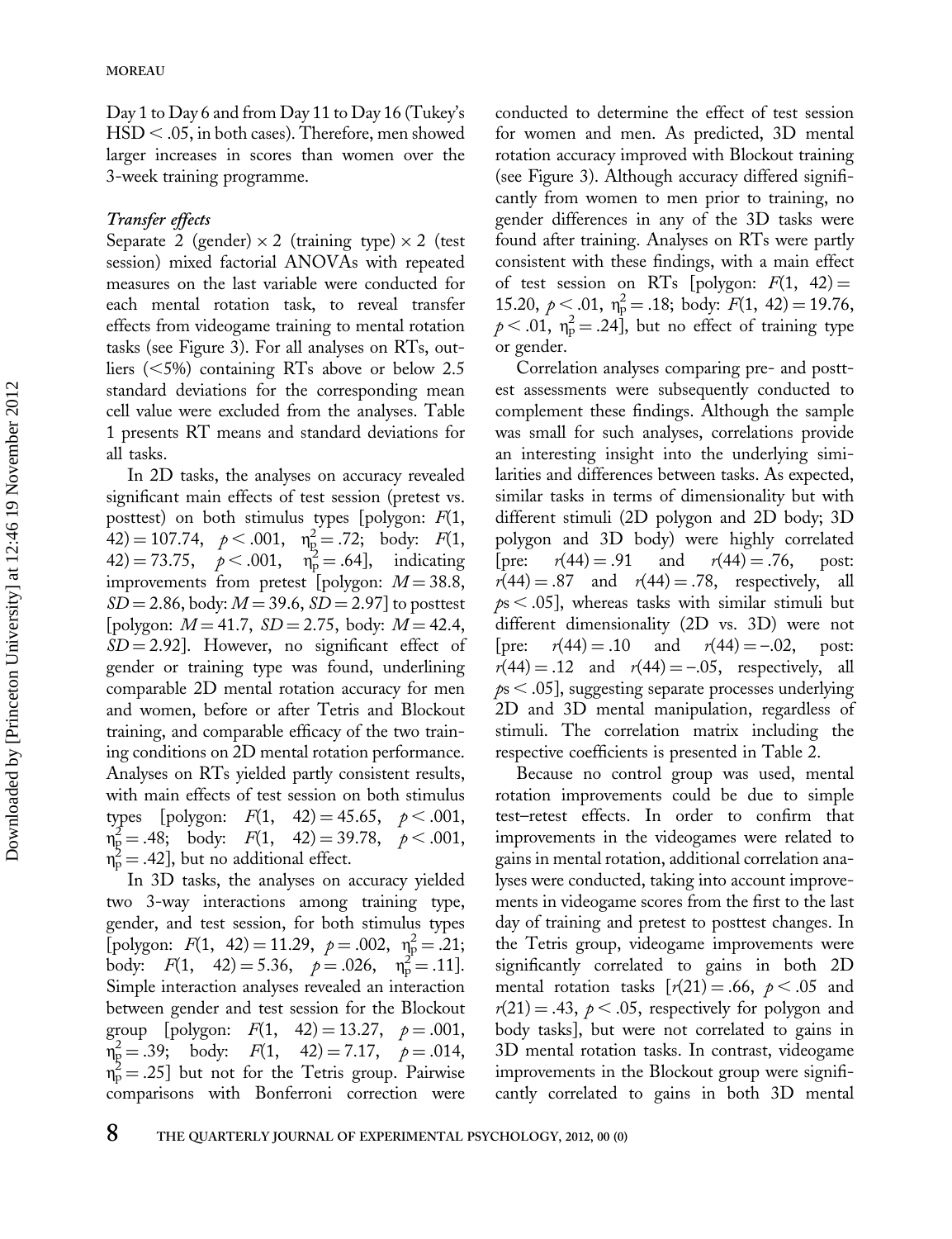Day 1 to Day 6 and from Day 11 to Day 16 (Tukey's HSD $< .05$, in both cases). Therefore, men showed larger increases in scores than women over the 3-week training programme.

### *Transfer effects*

Separate 2 (gender) × 2 (training type) × 2 (test session) mixed factorial ANOVAs with repeated measures on the last variable were conducted for each mental rotation task, to reveal transfer effects from videogame training to mental rotation tasks (see Figure 3). For all analyses on RTs, outliers (<5%) containing RTs above or below 2.5 standard deviations for the corresponding mean cell value were excluded from the analyses. Table 1 presents RT means and standard deviations for all tasks.

In 2D tasks, the analyses on accuracy revealed significant main effects of test session (pretest vs. posttest) on both stimulus types [polygon: $F(1, 42) = 107.74$, $p < .001$, $\eta_p^2 = .72$; body: $F(1, 42) = 73.75$, $p < .001$, $\eta_p^2 = .64$], indicating improvements from pretest [polygon: $M = 38.8$, $SD = 2.86$, body: $M = 39.6$, $SD = 2.97$] to posttest [polygon: $M = 41.7$, $SD = 2.75$, body: $M = 42.4$, $SD = 2.92$]. However, no significant effect of gender or training type was found, underlining comparable 2D mental rotation accuracy for men and women, before or after Tetris and Blockout training, and comparable efficacy of the two training conditions on 2D mental rotation performance. Analyses on RTs yielded partly consistent results, with main effects of test session on both stimulus types [polygon: $F(1, 42) = 45.65$, $p < .001$, $\eta_p^2 = .48$; body: $F(1, 42) = 39.78$, $p < .001$, $\eta_p^2 = .42$], but no additional effect.

In 3D tasks, the analyses on accuracy yielded two 3-way interactions among training type, gender, and test session, for both stimulus types [polygon: $F(1, 42) = 11.29$, $p = .002$, $\eta_p^2 = .21$; body: $F(1, 42) = 5.36$, $p = .026$, $\eta_p^2 = .11$]. Simple interaction analyses revealed an interaction between gender and test session for the Blockout group [polygon: $F(1, 42) = 13.27$, $p = .001$, $\eta_p^2 = .39$; body: $F(1, 42) = 7.17$, $p = .014$, $\eta_p^2 = .25$] but not for the Tetris group. Pairwise comparisons with Bonferroni correction were conducted to determine the effect of test session for women and men. As predicted, 3D mental rotation accuracy improved with Blockout training (see Figure 3). Although accuracy differed significantly from women to men prior to training, no gender differences in any of the 3D tasks were found after training. Analyses on RTs were partly consistent with these findings, with a main effect of test session on RTs [polygon: $F(1, 42) = 15.20$, $p < .01$, $\eta_p^2 = .18$; body: $F(1, 42) = 19.76$, $p < .01$, $\eta_p^2 = .24$], but no effect of training type or gender.

Correlation analyses comparing pre- and posttest assessments were subsequently conducted to complement these findings. Although the sample was small for such analyses, correlations provide an interesting insight into the underlying similarities and differences between tasks. As expected, similar tasks in terms of dimensionality but with different stimuli (2D polygon and 2D body; 3D polygon and 3D body) were highly correlated [pre: $r(44) = .91$ and $r(44) = .76$, post: $r(44) = .87$ and $r(44) = .78$, respectively, all $p$s $< .05$], whereas tasks with similar stimuli but different dimensionality (2D vs. 3D) were not [pre: $r(44) = .10$ and $r(44) = -.02$, post: $r(44) = .12$ and $r(44) = -.05$, respectively, all $p$s $< .05$], suggesting separate processes underlying 2D and 3D mental manipulation, regardless of stimuli. The correlation matrix including the respective coefficients is presented in Table 2.

Because no control group was used, mental rotation improvements could be due to simple test–retest effects. In order to confirm that improvements in the videogames were related to gains in mental rotation, additional correlation analyses were conducted, taking into account improvements in videogame scores from the first to the last day of training and pretest to posttest changes. In the Tetris group, videogame improvements were significantly correlated to gains in both 2D mental rotation tasks [$r(21) = .66$, $p < .05$ and $r(21) = .43$, $p < .05$, respectively for polygon and body tasks], but were not correlated to gains in 3D mental rotation tasks. In contrast, videogame improvements in the Blockout group were significantly correlated to gains in both 3D mental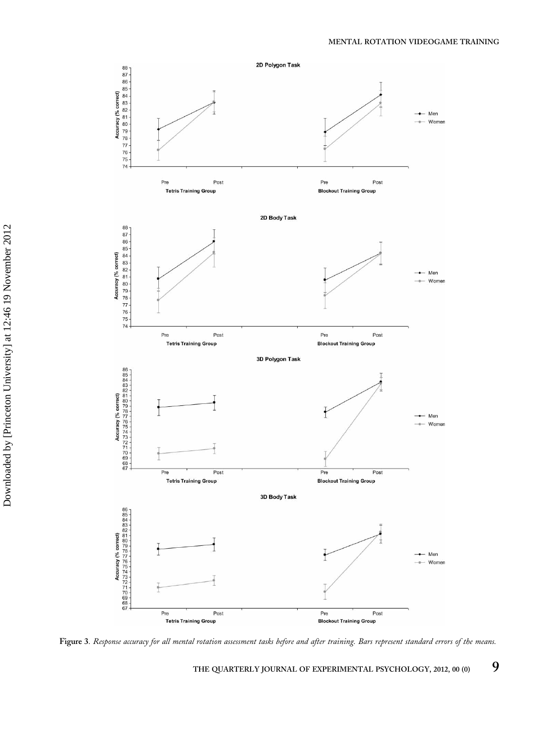**Figure 3**. *Response accuracy for all mental rotation assessment tasks before and after training. Bars represent standard errors of the means.*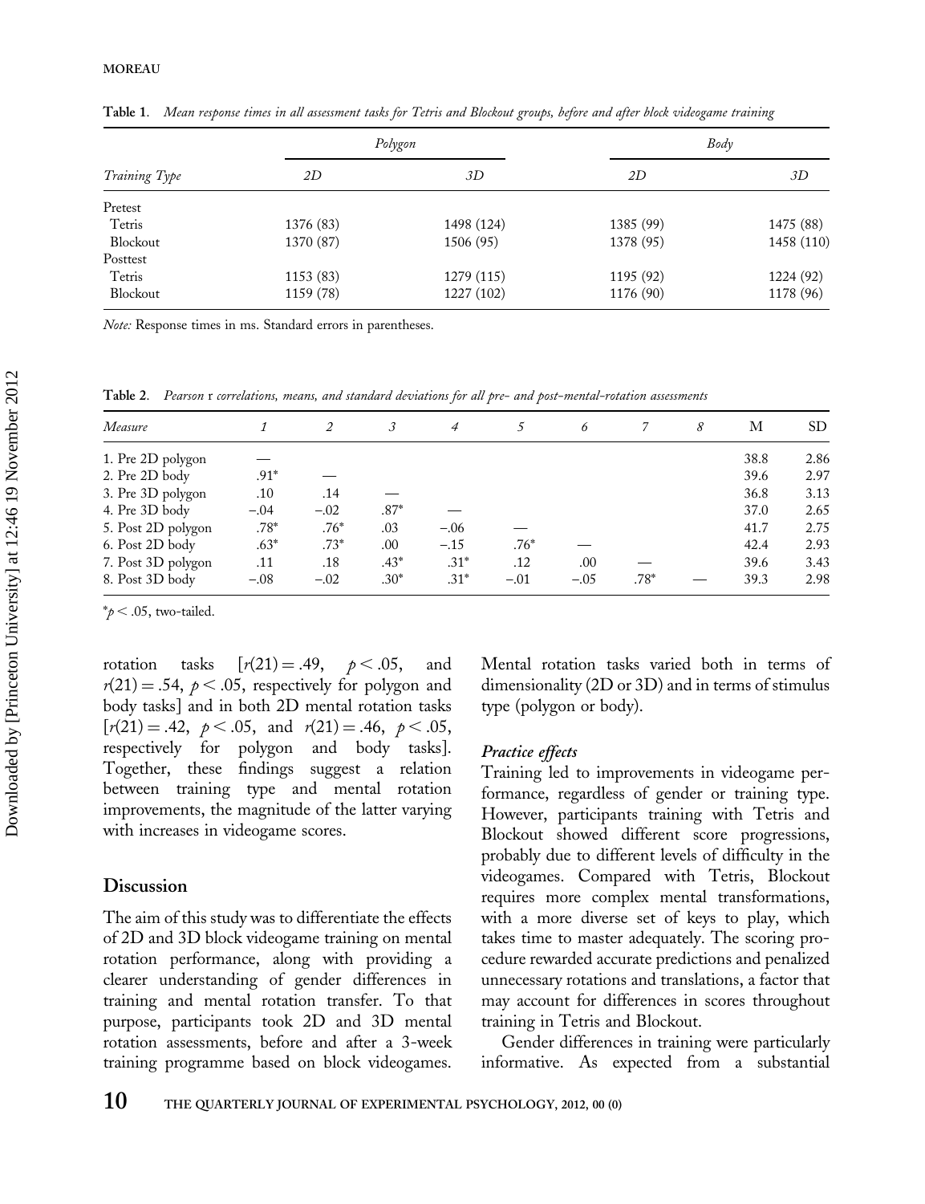Table 1. *Mean response times in all assessment tasks for Tetris and Blockout groups, before and after block videogame training*

| *Training Type* | *Polygon* | | *Body* | |
|---|---|---|---|---|
| | *2D* | *3D* | *2D* | *3D* |
| Pretest | | | | |
| Tetris | 1376 (83) | 1498 (124) | 1385 (99) | 1475 (88) |
| Blockout | 1370 (87) | 1506 (95) | 1378 (95) | 1458 (110) |
| Posttest | | | | |
| Tetris | 1153 (83) | 1279 (115) | 1195 (92) | 1224 (92) |
| Blockout | 1159 (78) | 1227 (102) | 1176 (90) | 1178 (96) |

*Note:* Response times in ms. Standard errors in parentheses.

Table 2. *Pearson* r *correlations, means, and standard deviations for all pre- and post-mental-rotation assessments*

| *Measure* | *1* | *2* | *3* | *4* | *5* | *6* | *7* | *8* | M | SD |
|---|---|---|---|---|---|---|---|---|---|---|
| 1. Pre 2D polygon | — | | | | | | | | 38.8 | 2.86 |
| 2. Pre 2D body | .91* | — | | | | | | | 39.6 | 2.97 |
| 3. Pre 3D polygon | .10 | .14 | — | | | | | | 36.8 | 3.13 |
| 4. Pre 3D body | −.04 | −.02 | .87* | — | | | | | 37.0 | 2.65 |
| 5. Post 2D polygon | .78* | .76* | .03 | −.06 | — | | | | 41.7 | 2.75 |
| 6. Post 2D body | .63* | .73* | .00 | −.15 | .76* | — | | | 42.4 | 2.93 |
| 7. Post 3D polygon | .11 | .18 | .43* | .31* | .12 | .00 | — | | 39.6 | 3.43 |
| 8. Post 3D body | −.08 | −.02 | .30* | .31* | −.01 | −.05 | .78* | — | 39.3 | 2.98 |

*$p < .05$, two-tailed.

rotation tasks [$r(21) = .49$, $p < .05$, and $r(21) = .54$, $p < .05$, respectively for polygon and body tasks] and in both 2D mental rotation tasks [$r(21) = .42$, $p < .05$, and $r(21) = .46$, $p < .05$, respectively for polygon and body tasks]. Together, these findings suggest a relation between training type and mental rotation improvements, the magnitude of the latter varying with increases in videogame scores.

## Discussion

The aim of this study was to differentiate the effects of 2D and 3D block videogame training on mental rotation performance, along with providing a clearer understanding of gender differences in training and mental rotation transfer. To that purpose, participants took 2D and 3D mental rotation assessments, before and after a 3-week training programme based on block videogames. Mental rotation tasks varied both in terms of dimensionality (2D or 3D) and in terms of stimulus type (polygon or body).

### *Practice effects*

Training led to improvements in videogame performance, regardless of gender or training type. However, participants training with Tetris and Blockout showed different score progressions, probably due to different levels of difficulty in the videogames. Compared with Tetris, Blockout requires more complex mental transformations, with a more diverse set of keys to play, which takes time to master adequately. The scoring procedure rewarded accurate predictions and penalized unnecessary rotations and translations, a factor that may account for differences in scores throughout training in Tetris and Blockout.

Gender differences in training were particularly informative. As expected from a substantial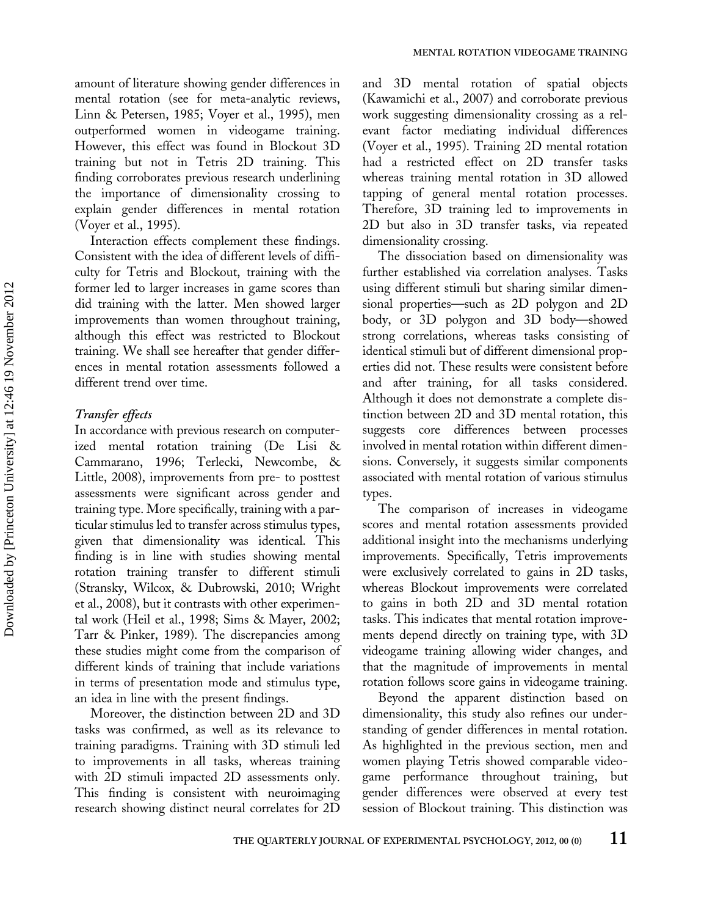amount of literature showing gender differences in mental rotation (see for meta-analytic reviews, Linn & Petersen, 1985; Voyer et al., 1995), men outperformed women in videogame training. However, this effect was found in Blockout 3D training but not in Tetris 2D training. This finding corroborates previous research underlining the importance of dimensionality crossing to explain gender differences in mental rotation (Voyer et al., 1995).

Interaction effects complement these findings. Consistent with the idea of different levels of difficulty for Tetris and Blockout, training with the former led to larger increases in game scores than did training with the latter. Men showed larger improvements than women throughout training, although this effect was restricted to Blockout training. We shall see hereafter that gender differences in mental rotation assessments followed a different trend over time.

### *Transfer effects*

In accordance with previous research on computerized mental rotation training (De Lisi & Cammarano, 1996; Terlecki, Newcombe, & Little, 2008), improvements from pre- to posttest assessments were significant across gender and training type. More specifically, training with a particular stimulus led to transfer across stimulus types, given that dimensionality was identical. This finding is in line with studies showing mental rotation training transfer to different stimuli (Stransky, Wilcox, & Dubrowski, 2010; Wright et al., 2008), but it contrasts with other experimental work (Heil et al., 1998; Sims & Mayer, 2002; Tarr & Pinker, 1989). The discrepancies among these studies might come from the comparison of different kinds of training that include variations in terms of presentation mode and stimulus type, an idea in line with the present findings.

Moreover, the distinction between 2D and 3D tasks was confirmed, as well as its relevance to training paradigms. Training with 3D stimuli led to improvements in all tasks, whereas training with 2D stimuli impacted 2D assessments only. This finding is consistent with neuroimaging research showing distinct neural correlates for 2D and 3D mental rotation of spatial objects (Kawamichi et al., 2007) and corroborate previous work suggesting dimensionality crossing as a relevant factor mediating individual differences (Voyer et al., 1995). Training 2D mental rotation had a restricted effect on 2D transfer tasks whereas training mental rotation in 3D allowed tapping of general mental rotation processes. Therefore, 3D training led to improvements in 2D but also in 3D transfer tasks, via repeated dimensionality crossing.

The dissociation based on dimensionality was further established via correlation analyses. Tasks using different stimuli but sharing similar dimensional properties—such as 2D polygon and 2D body, or 3D polygon and 3D body—showed strong correlations, whereas tasks consisting of identical stimuli but of different dimensional properties did not. These results were consistent before and after training, for all tasks considered. Although it does not demonstrate a complete distinction between 2D and 3D mental rotation, this suggests core differences between processes involved in mental rotation within different dimensions. Conversely, it suggests similar components associated with mental rotation of various stimulus types.

The comparison of increases in videogame scores and mental rotation assessments provided additional insight into the mechanisms underlying improvements. Specifically, Tetris improvements were exclusively correlated to gains in 2D tasks, whereas Blockout improvements were correlated to gains in both 2D and 3D mental rotation tasks. This indicates that mental rotation improvements depend directly on training type, with 3D videogame training allowing wider changes, and that the magnitude of improvements in mental rotation follows score gains in videogame training.

Beyond the apparent distinction based on dimensionality, this study also refines our understanding of gender differences in mental rotation. As highlighted in the previous section, men and women playing Tetris showed comparable videogame performance throughout training, but gender differences were observed at every test session of Blockout training. This distinction was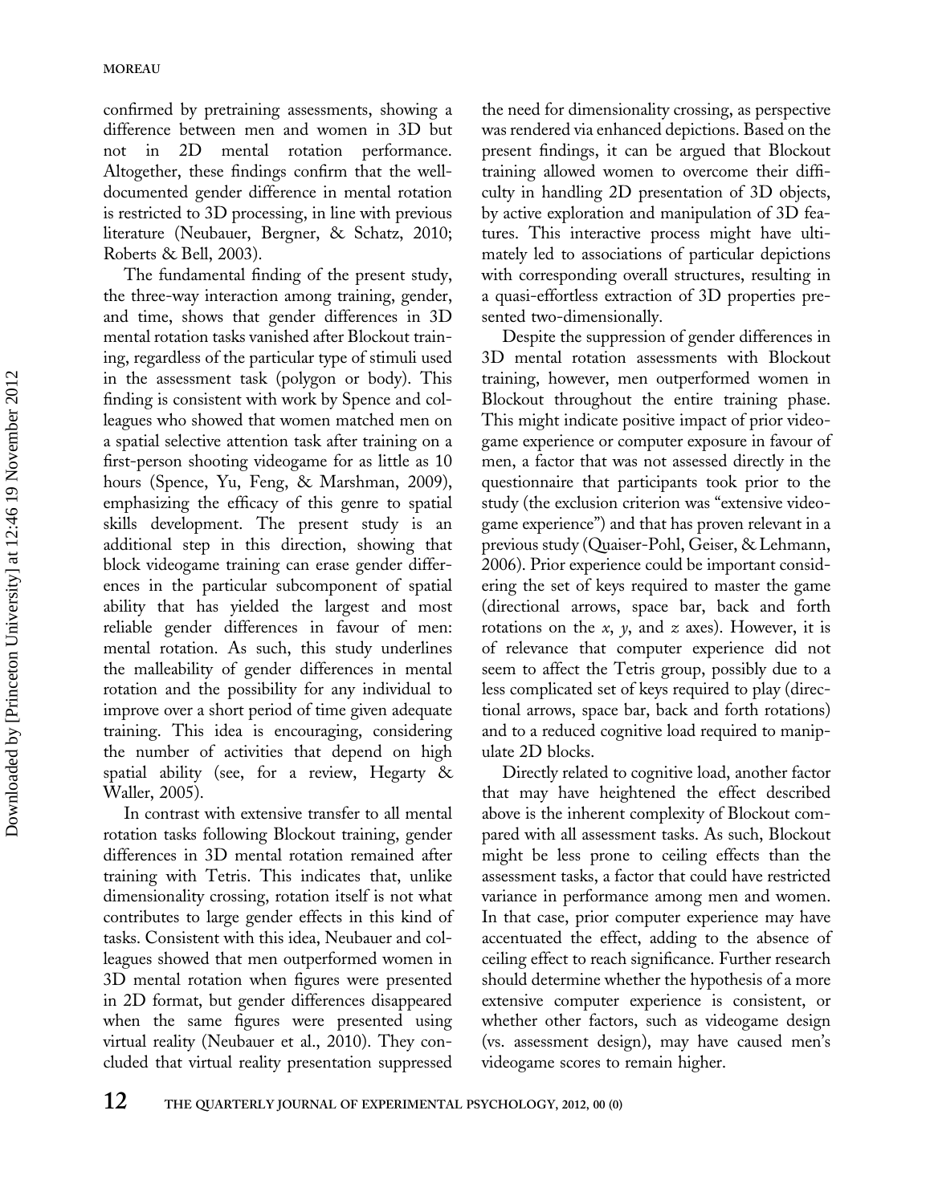confirmed by pretraining assessments, showing a difference between men and women in 3D but not in 2D mental rotation performance. Altogether, these findings confirm that the well-documented gender difference in mental rotation is restricted to 3D processing, in line with previous literature (Neubauer, Bergner, & Schatz, 2010; Roberts & Bell, 2003).

The fundamental finding of the present study, the three-way interaction among training, gender, and time, shows that gender differences in 3D mental rotation tasks vanished after Blockout training, regardless of the particular type of stimuli used in the assessment task (polygon or body). This finding is consistent with work by Spence and colleagues who showed that women matched men on a spatial selective attention task after training on a first-person shooting videogame for as little as 10 hours (Spence, Yu, Feng, & Marshman, 2009), emphasizing the efficacy of this genre to spatial skills development. The present study is an additional step in this direction, showing that block videogame training can erase gender differences in the particular subcomponent of spatial ability that has yielded the largest and most reliable gender differences in favour of men: mental rotation. As such, this study underlines the malleability of gender differences in mental rotation and the possibility for any individual to improve over a short period of time given adequate training. This idea is encouraging, considering the number of activities that depend on high spatial ability (see, for a review, Hegarty & Waller, 2005).

In contrast with extensive transfer to all mental rotation tasks following Blockout training, gender differences in 3D mental rotation remained after training with Tetris. This indicates that, unlike dimensionality crossing, rotation itself is not what contributes to large gender effects in this kind of tasks. Consistent with this idea, Neubauer and colleagues showed that men outperformed women in 3D mental rotation when figures were presented in 2D format, but gender differences disappeared when the same figures were presented using virtual reality (Neubauer et al., 2010). They concluded that virtual reality presentation suppressed the need for dimensionality crossing, as perspective was rendered via enhanced depictions. Based on the present findings, it can be argued that Blockout training allowed women to overcome their difficulty in handling 2D presentation of 3D objects, by active exploration and manipulation of 3D features. This interactive process might have ultimately led to associations of particular depictions with corresponding overall structures, resulting in a quasi-effortless extraction of 3D properties presented two-dimensionally.

Despite the suppression of gender differences in 3D mental rotation assessments with Blockout training, however, men outperformed women in Blockout throughout the entire training phase. This might indicate positive impact of prior videogame experience or computer exposure in favour of men, a factor that was not assessed directly in the questionnaire that participants took prior to the study (the exclusion criterion was "extensive videogame experience") and that has proven relevant in a previous study (Quaiser-Pohl, Geiser, & Lehmann, 2006). Prior experience could be important considering the set of keys required to master the game (directional arrows, space bar, back and forth rotations on the $x$, $y$, and $z$ axes). However, it is of relevance that computer experience did not seem to affect the Tetris group, possibly due to a less complicated set of keys required to play (directional arrows, space bar, back and forth rotations) and to a reduced cognitive load required to manipulate 2D blocks.

Directly related to cognitive load, another factor that may have heightened the effect described above is the inherent complexity of Blockout compared with all assessment tasks. As such, Blockout might be less prone to ceiling effects than the assessment tasks, a factor that could have restricted variance in performance among men and women. In that case, prior computer experience may have accentuated the effect, adding to the absence of ceiling effect to reach significance. Further research should determine whether the hypothesis of a more extensive computer experience is consistent, or whether other factors, such as videogame design (vs. assessment design), may have caused men's videogame scores to remain higher.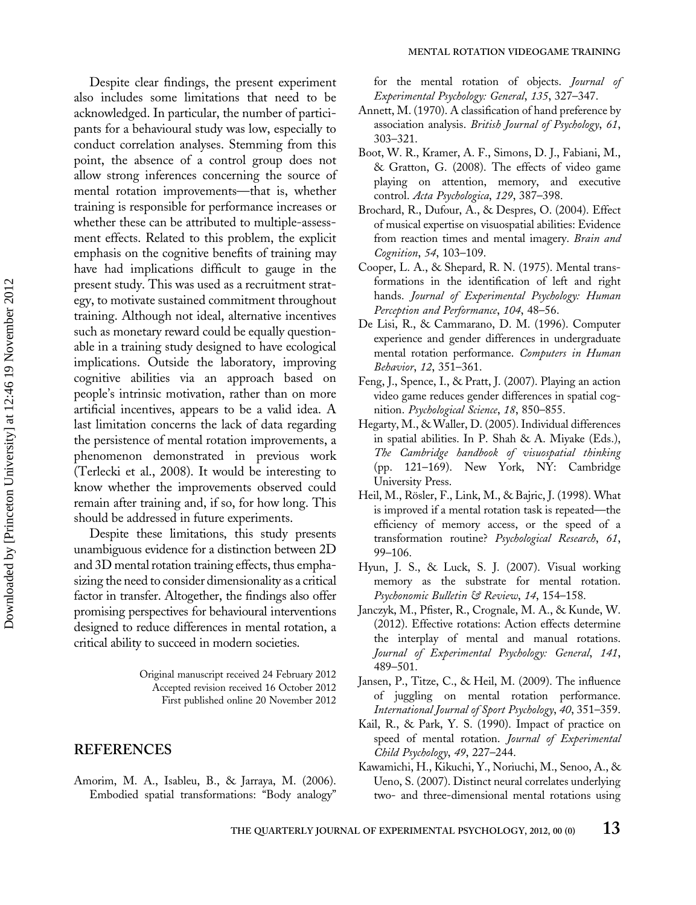Despite clear findings, the present experiment also includes some limitations that need to be acknowledged. In particular, the number of participants for a behavioural study was low, especially to conduct correlation analyses. Stemming from this point, the absence of a control group does not allow strong inferences concerning the source of mental rotation improvements—that is, whether training is responsible for performance increases or whether these can be attributed to multiple-assessment effects. Related to this problem, the explicit emphasis on the cognitive benefits of training may have had implications difficult to gauge in the present study. This was used as a recruitment strategy, to motivate sustained commitment throughout training. Although not ideal, alternative incentives such as monetary reward could be equally questionable in a training study designed to have ecological implications. Outside the laboratory, improving cognitive abilities via an approach based on people's intrinsic motivation, rather than on more artificial incentives, appears to be a valid idea. A last limitation concerns the lack of data regarding the persistence of mental rotation improvements, a phenomenon demonstrated in previous work (Terlecki et al., 2008). It would be interesting to know whether the improvements observed could remain after training and, if so, for how long. This should be addressed in future experiments.

Despite these limitations, this study presents unambiguous evidence for a distinction between 2D and 3D mental rotation training effects, thus emphasizing the need to consider dimensionality as a critical factor in transfer. Altogether, the findings also offer promising perspectives for behavioural interventions designed to reduce differences in mental rotation, a critical ability to succeed in modern societies.

Original manuscript received 24 February 2012
Accepted revision received 16 October 2012
First published online 20 November 2012

## REFERENCES

Amorim, M. A., Isableu, B., & Jarraya, M. (2006). Embodied spatial transformations: "Body analogy" for the mental rotation of objects. *Journal of Experimental Psychology: General*, *135*, 327–347.

Annett, M. (1970). A classification of hand preference by association analysis. *British Journal of Psychology*, *61*, 303–321.

Boot, W. R., Kramer, A. F., Simons, D. J., Fabiani, M., & Gratton, G. (2008). The effects of video game playing on attention, memory, and executive control. *Acta Psychologica*, *129*, 387–398.

Brochard, R., Dufour, A., & Despres, O. (2004). Effect of musical expertise on visuospatial abilities: Evidence from reaction times and mental imagery. *Brain and Cognition*, *54*, 103–109.

Cooper, L. A., & Shepard, R. N. (1975). Mental transformations in the identification of left and right hands. *Journal of Experimental Psychology: Human Perception and Performance*, *104*, 48–56.

De Lisi, R., & Cammarano, D. M. (1996). Computer experience and gender differences in undergraduate mental rotation performance. *Computers in Human Behavior*, *12*, 351–361.

Feng, J., Spence, I., & Pratt, J. (2007). Playing an action video game reduces gender differences in spatial cognition. *Psychological Science*, *18*, 850–855.

Hegarty, M., & Waller, D. (2005). Individual differences in spatial abilities. In P. Shah & A. Miyake (Eds.), *The Cambridge handbook of visuospatial thinking* (pp. 121–169). New York, NY: Cambridge University Press.

Heil, M., Rösler, F., Link, M., & Bajric, J. (1998). What is improved if a mental rotation task is repeated—the efficiency of memory access, or the speed of a transformation routine? *Psychological Research*, *61*, 99–106.

Hyun, J. S., & Luck, S. J. (2007). Visual working memory as the substrate for mental rotation. *Psychonomic Bulletin & Review*, *14*, 154–158.

Janczyk, M., Pfister, R., Crognale, M. A., & Kunde, W. (2012). Effective rotations: Action effects determine the interplay of mental and manual rotations. *Journal of Experimental Psychology: General*, *141*, 489–501.

Jansen, P., Titze, C., & Heil, M. (2009). The influence of juggling on mental rotation performance. *International Journal of Sport Psychology*, *40*, 351–359.

Kail, R., & Park, Y. S. (1990). Impact of practice on speed of mental rotation. *Journal of Experimental Child Psychology*, *49*, 227–244.

Kawamichi, H., Kikuchi, Y., Noriuchi, M., Senoo, A., & Ueno, S. (2007). Distinct neural correlates underlying two- and three-dimensional mental rotations using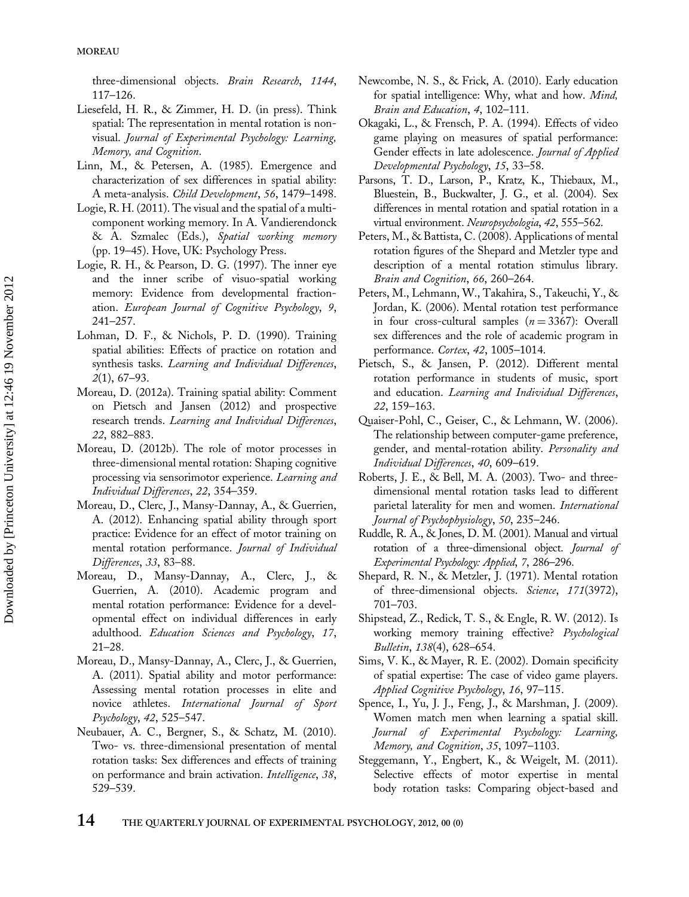three-dimensional objects. *Brain Research*, *1144*, 117–126.

Liesefeld, H. R., & Zimmer, H. D. (in press). Think spatial: The representation in mental rotation is non-visual. *Journal of Experimental Psychology: Learning, Memory, and Cognition*.

Linn, M., & Petersen, A. (1985). Emergence and characterization of sex differences in spatial ability: A meta-analysis. *Child Development*, *56*, 1479–1498.

Logie, R. H. (2011). The visual and the spatial of a multi-component working memory. In A. Vandierendonck & A. Szmalec (Eds.), *Spatial working memory* (pp. 19–45). Hove, UK: Psychology Press.

Logie, R. H., & Pearson, D. G. (1997). The inner eye and the inner scribe of visuo-spatial working memory: Evidence from developmental fractionation. *European Journal of Cognitive Psychology*, *9*, 241–257.

Lohman, D. F., & Nichols, P. D. (1990). Training spatial abilities: Effects of practice on rotation and synthesis tasks. *Learning and Individual Differences*, *2*(1), 67–93.

Moreau, D. (2012a). Training spatial ability: Comment on Pietsch and Jansen (2012) and prospective research trends. *Learning and Individual Differences*, *22*, 882–883.

Moreau, D. (2012b). The role of motor processes in three-dimensional mental rotation: Shaping cognitive processing via sensorimotor experience. *Learning and Individual Differences*, *22*, 354–359.

Moreau, D., Clerc, J., Mansy-Dannay, A., & Guerrien, A. (2012). Enhancing spatial ability through sport practice: Evidence for an effect of motor training on mental rotation performance. *Journal of Individual Differences*, *33*, 83–88.

Moreau, D., Mansy-Dannay, A., Clerc, J., & Guerrien, A. (2010). Academic program and mental rotation performance: Evidence for a developmental effect on individual differences in early adulthood. *Education Sciences and Psychology*, *17*, 21–28.

Moreau, D., Mansy-Dannay, A., Clerc, J., & Guerrien, A. (2011). Spatial ability and motor performance: Assessing mental rotation processes in elite and novice athletes. *International Journal of Sport Psychology*, *42*, 525–547.

Neubauer, A. C., Bergner, S., & Schatz, M. (2010). Two- vs. three-dimensional presentation of mental rotation tasks: Sex differences and effects of training on performance and brain activation. *Intelligence*, *38*, 529–539.

Newcombe, N. S., & Frick, A. (2010). Early education for spatial intelligence: Why, what and how. *Mind, Brain and Education*, *4*, 102–111.

Okagaki, L., & Frensch, P. A. (1994). Effects of video game playing on measures of spatial performance: Gender effects in late adolescence. *Journal of Applied Developmental Psychology*, *15*, 33–58.

Parsons, T. D., Larson, P., Kratz, K., Thiebaux, M., Bluestein, B., Buckwalter, J. G., et al. (2004). Sex differences in mental rotation and spatial rotation in a virtual environment. *Neuropsychologia*, *42*, 555–562.

Peters, M., & Battista, C. (2008). Applications of mental rotation figures of the Shepard and Metzler type and description of a mental rotation stimulus library. *Brain and Cognition*, *66*, 260–264.

Peters, M., Lehmann, W., Takahira, S., Takeuchi, Y., & Jordan, K. (2006). Mental rotation test performance in four cross-cultural samples ($n = 3367$): Overall sex differences and the role of academic program in performance. *Cortex*, *42*, 1005–1014.

Pietsch, S., & Jansen, P. (2012). Different mental rotation performance in students of music, sport and education. *Learning and Individual Differences*, *22*, 159–163.

Quaiser-Pohl, C., Geiser, C., & Lehmann, W. (2006). The relationship between computer-game preference, gender, and mental-rotation ability. *Personality and Individual Differences*, *40*, 609–619.

Roberts, J. E., & Bell, M. A. (2003). Two- and three-dimensional mental rotation tasks lead to different parietal laterality for men and women. *International Journal of Psychophysiology*, *50*, 235–246.

Ruddle, R. A., & Jones, D. M. (2001). Manual and virtual rotation of a three-dimensional object. *Journal of Experimental Psychology: Applied*, *7*, 286–296.

Shepard, R. N., & Metzler, J. (1971). Mental rotation of three-dimensional objects. *Science*, *171*(3972), 701–703.

Shipstead, Z., Redick, T. S., & Engle, R. W. (2012). Is working memory training effective? *Psychological Bulletin*, *138*(4), 628–654.

Sims, V. K., & Mayer, R. E. (2002). Domain specificity of spatial expertise: The case of video game players. *Applied Cognitive Psychology*, *16*, 97–115.

Spence, I., Yu, J. J., Feng, J., & Marshman, J. (2009). Women match men when learning a spatial skill. *Journal of Experimental Psychology: Learning, Memory, and Cognition*, *35*, 1097–1103.

Steggemann, Y., Engbert, K., & Weigelt, M. (2011). Selective effects of motor expertise in mental body rotation tasks: Comparing object-based and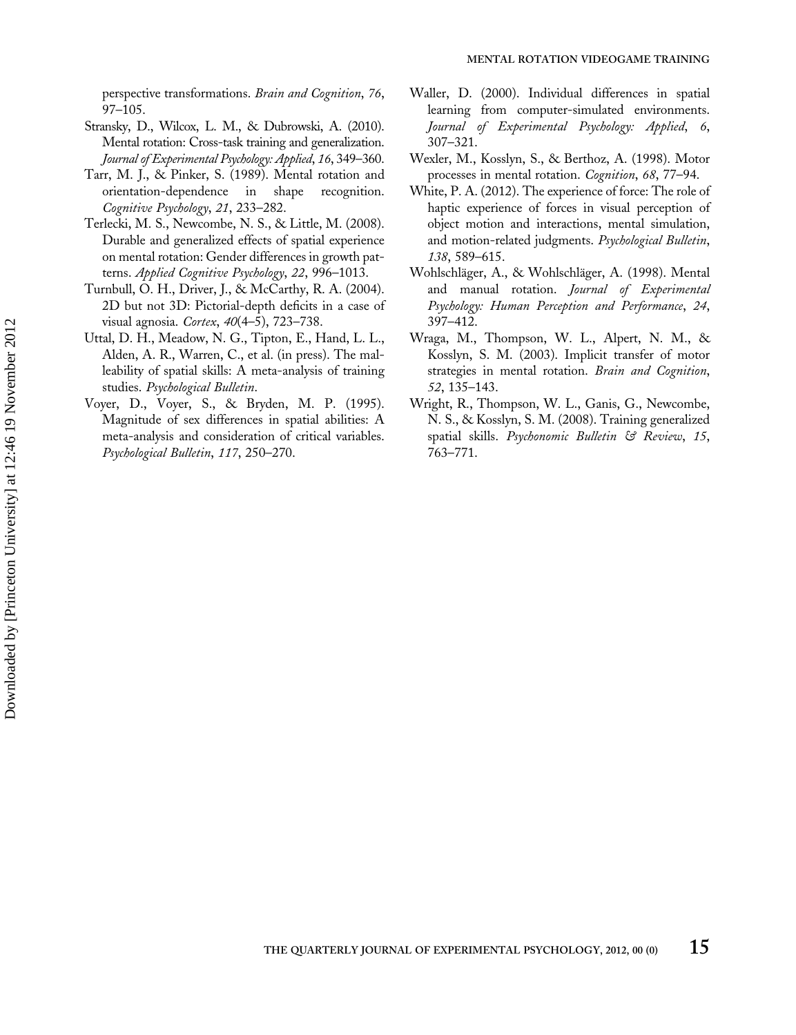perspective transformations. *Brain and Cognition*, *76*, 97–105.

Stransky, D., Wilcox, L. M., & Dubrowski, A. (2010). Mental rotation: Cross-task training and generalization. *Journal of Experimental Psychology: Applied*, *16*, 349–360.

Tarr, M. J., & Pinker, S. (1989). Mental rotation and orientation-dependence in shape recognition. *Cognitive Psychology*, *21*, 233–282.

Terlecki, M. S., Newcombe, N. S., & Little, M. (2008). Durable and generalized effects of spatial experience on mental rotation: Gender differences in growth patterns. *Applied Cognitive Psychology*, *22*, 996–1013.

Turnbull, O. H., Driver, J., & McCarthy, R. A. (2004). 2D but not 3D: Pictorial-depth deficits in a case of visual agnosia. *Cortex*, *40*(4–5), 723–738.

Uttal, D. H., Meadow, N. G., Tipton, E., Hand, L. L., Alden, A. R., Warren, C., et al. (in press). The malleability of spatial skills: A meta-analysis of training studies. *Psychological Bulletin*.

Voyer, D., Voyer, S., & Bryden, M. P. (1995). Magnitude of sex differences in spatial abilities: A meta-analysis and consideration of critical variables. *Psychological Bulletin*, *117*, 250–270.

Waller, D. (2000). Individual differences in spatial learning from computer-simulated environments. *Journal of Experimental Psychology: Applied*, *6*, 307–321.

Wexler, M., Kosslyn, S., & Berthoz, A. (1998). Motor processes in mental rotation. *Cognition*, *68*, 77–94.

White, P. A. (2012). The experience of force: The role of haptic experience of forces in visual perception of object motion and interactions, mental simulation, and motion-related judgments. *Psychological Bulletin*, *138*, 589–615.

Wohlschläger, A., & Wohlschläger, A. (1998). Mental and manual rotation. *Journal of Experimental Psychology: Human Perception and Performance*, *24*, 397–412.

Wraga, M., Thompson, W. L., Alpert, N. M., & Kosslyn, S. M. (2003). Implicit transfer of motor strategies in mental rotation. *Brain and Cognition*, *52*, 135–143.

Wright, R., Thompson, W. L., Ganis, G., Newcombe, N. S., & Kosslyn, S. M. (2008). Training generalized spatial skills. *Psychonomic Bulletin & Review*, *15*, 763–771.